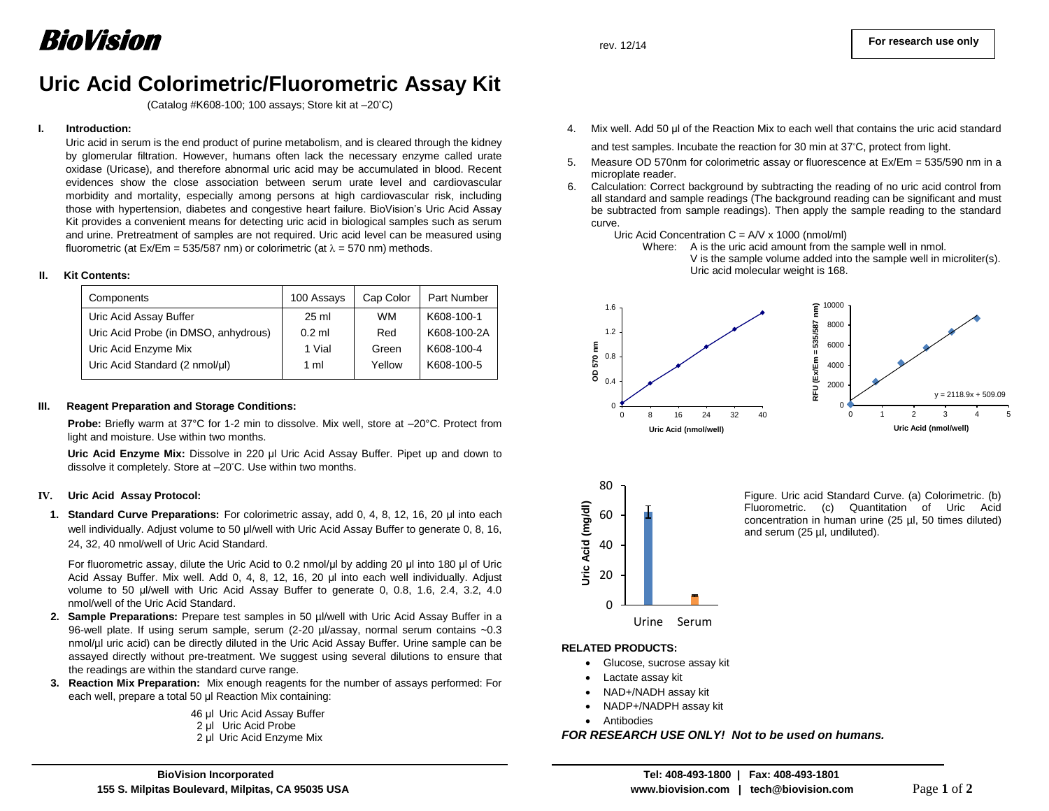# BioVision

rev. 12/14

**For research use only**

# Uric Acid Colorimetric/Fluorometric Assay Kit

(Catalog #K608-100; 100 assays; Store kit at –20°C)

## I. Introduction:

Uric acid in serum is the end product of purine metabolism, and is cleared through the kidney by glomerular filtration. However, humans often lack the necessary enzyme called urate oxidase (Uricase), and therefore abnormal uric acid may be accumulated in blood. Recent evidences show the close association between serum urate level and cardiovascular morbidity and mortality, especially among persons at high cardiovascular risk, including those with hypertension, diabetes and congestive heart failure. BioVision's Uric Acid Assay Kit provides a convenient means for detecting uric acid in biological samples such as serum and urine. Pretreatment of samples are not required. Uric acid level can be measured using fluorometric (at Ex/Em = 535/587 nm) or colorimetric (at $\lambda$ = 570 nm) methods.

## II. Kit Contents:

| Components | 100 Assays | Cap Color | Part Number |
|---|---|---|---|
| Uric Acid Assay Buffer | 25 ml | WM | K608-100-1 |
| Uric Acid Probe (in DMSO, anhydrous) | 0.2 ml | Red | K608-100-2A |
| Uric Acid Enzyme Mix | 1 Vial | Green | K608-100-4 |
| Uric Acid Standard (2 nmol/µl) | 1 ml | Yellow | K608-100-5 |

## III. Reagent Preparation and Storage Conditions:

**Probe:** Briefly warm at 37°C for 1-2 min to dissolve. Mix well, store at –20°C. Protect from light and moisture. Use within two months.

**Uric Acid Enzyme Mix:** Dissolve in 220 µl Uric Acid Assay Buffer. Pipet up and down to dissolve it completely. Store at –20°C. Use within two months.

## IV. Uric Acid Assay Protocol:

1. **Standard Curve Preparations:** For colorimetric assay, add 0, 4, 8, 12, 16, 20 µl into each well individually. Adjust volume to 50 µl/well with Uric Acid Assay Buffer to generate 0, 8, 16, 24, 32, 40 nmol/well of Uric Acid Standard.

   For fluorometric assay, dilute the Uric Acid to 0.2 nmol/µl by adding 20 µl into 180 µl of Uric Acid Assay Buffer. Mix well. Add 0, 4, 8, 12, 16, 20 µl into each well individually. Adjust volume to 50 µl/well with Uric Acid Assay Buffer to generate 0, 0.8, 1.6, 2.4, 3.2, 4.0 nmol/well of the Uric Acid Standard.

2. **Sample Preparations:** Prepare test samples in 50 µl/well with Uric Acid Assay Buffer in a 96-well plate. If using serum sample, serum (2-20 µl/assay, normal serum contains ~0.3 nmol/µl uric acid) can be directly diluted in the Uric Acid Assay Buffer. Urine sample can be assayed directly without pre-treatment. We suggest using several dilutions to ensure that the readings are within the standard curve range.

3. **Reaction Mix Preparation:** Mix enough reagents for the number of assays performed: For each well, prepare a total 50 µl Reaction Mix containing:

   46 µl Uric Acid Assay Buffer
   2 µl Uric Acid Probe
   2 µl Uric Acid Enzyme Mix

4. Mix well. Add 50 µl of the Reaction Mix to each well that contains the uric acid standard and test samples. Incubate the reaction for 30 min at 37°C, protect from light.

5. Measure OD 570nm for colorimetric assay or fluorescence at Ex/Em = 535/590 nm in a microplate reader.

6. Calculation: Correct background by subtracting the reading of no uric acid control from all standard and sample readings (The background reading can be significant and must be subtracted from sample readings). Then apply the sample reading to the standard curve.

   Uric Acid Concentration C = A/V x 1000 (nmol/ml)

   Where: A is the uric acid amount from the sample well in nmol.
   V is the sample volume added into the sample well in microliter(s).
   Uric acid molecular weight is 168.

Figure. Uric acid Standard Curve. (a) Colorimetric. (b) Fluorometric. (c) Quantitation of Uric Acid concentration in human urine (25 µl, 50 times diluted) and serum (25 µl, undiluted).

**RELATED PRODUCTS:**

- Glucose, sucrose assay kit
- Lactate assay kit
- NAD+/NADH assay kit
- NADP+/NADPH assay kit
- Antibodies

***FOR RESEARCH USE ONLY! Not to be used on humans.***

**BioVision Incorporated**
**155 S. Milpitas Boulevard, Milpitas, CA 95035 USA**

**Tel: 408-493-1800 | Fax: 408-493-1801**
**www.biovision.com | tech@biovision.com**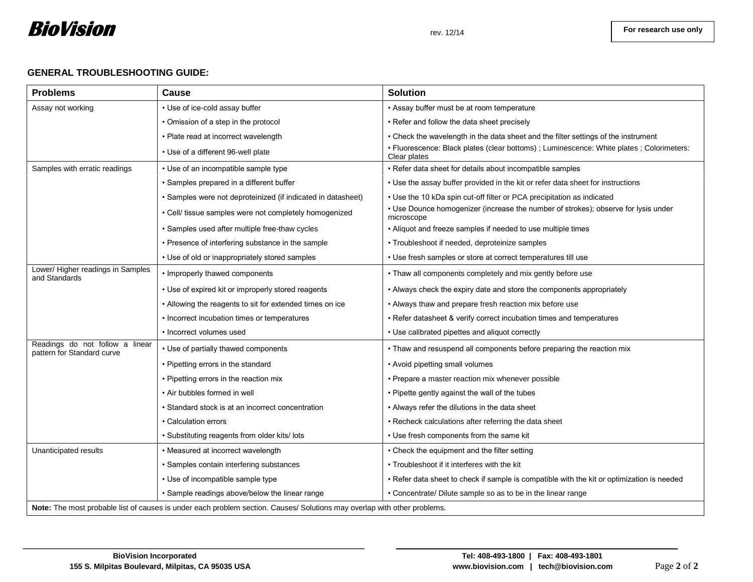## GENERAL TROUBLESHOOTING GUIDE:

| Problems | Cause | Solution |
|---|---|---|
| Assay not working | • Use of ice-cold assay buffer | • Assay buffer must be at room temperature |
| | • Omission of a step in the protocol | • Refer and follow the data sheet precisely |
| | • Plate read at incorrect wavelength | • Check the wavelength in the data sheet and the filter settings of the instrument |
| | • Use of a different 96-well plate | • Fluorescence: Black plates (clear bottoms) ; Luminescence: White plates ; Colorimeters: Clear plates |
| Samples with erratic readings | • Use of an incompatible sample type | • Refer data sheet for details about incompatible samples |
| | • Samples prepared in a different buffer | • Use the assay buffer provided in the kit or refer data sheet for instructions |
| | • Samples were not deproteinized (if indicated in datasheet) | • Use the 10 kDa spin cut-off filter or PCA precipitation as indicated |
| | • Cell/ tissue samples were not completely homogenized | • Use Dounce homogenizer (increase the number of strokes); observe for lysis under microscope |
| | • Samples used after multiple free-thaw cycles | • Aliquot and freeze samples if needed to use multiple times |
| | • Presence of interfering substance in the sample | • Troubleshoot if needed, deproteinize samples |
| | • Use of old or inappropriately stored samples | • Use fresh samples or store at correct temperatures till use |
| Lower/ Higher readings in Samples and Standards | • Improperly thawed components | • Thaw all components completely and mix gently before use |
| | • Use of expired kit or improperly stored reagents | • Always check the expiry date and store the components appropriately |
| | • Allowing the reagents to sit for extended times on ice | • Always thaw and prepare fresh reaction mix before use |
| | • Incorrect incubation times or temperatures | • Refer datasheet & verify correct incubation times and temperatures |
| | • Incorrect volumes used | • Use calibrated pipettes and aliquot correctly |
| Readings do not follow a linear pattern for Standard curve | • Use of partially thawed components | • Thaw and resuspend all components before preparing the reaction mix |
| | • Pipetting errors in the standard | • Avoid pipetting small volumes |
| | • Pipetting errors in the reaction mix | • Prepare a master reaction mix whenever possible |
| | • Air bubbles formed in well | • Pipette gently against the wall of the tubes |
| | • Standard stock is at an incorrect concentration | • Always refer the dilutions in the data sheet |
| | • Calculation errors | • Recheck calculations after referring the data sheet |
| | • Substituting reagents from older kits/ lots | • Use fresh components from the same kit |
| Unanticipated results | • Measured at incorrect wavelength | • Check the equipment and the filter setting |
| | • Samples contain interfering substances | • Troubleshoot if it interferes with the kit |
| | • Use of incompatible sample type | • Refer data sheet to check if sample is compatible with the kit or optimization is needed |
| | • Sample readings above/below the linear range | • Concentrate/ Dilute sample so as to be in the linear range |

**Note:** The most probable list of causes is under each problem section. Causes/ Solutions may overlap with other problems.